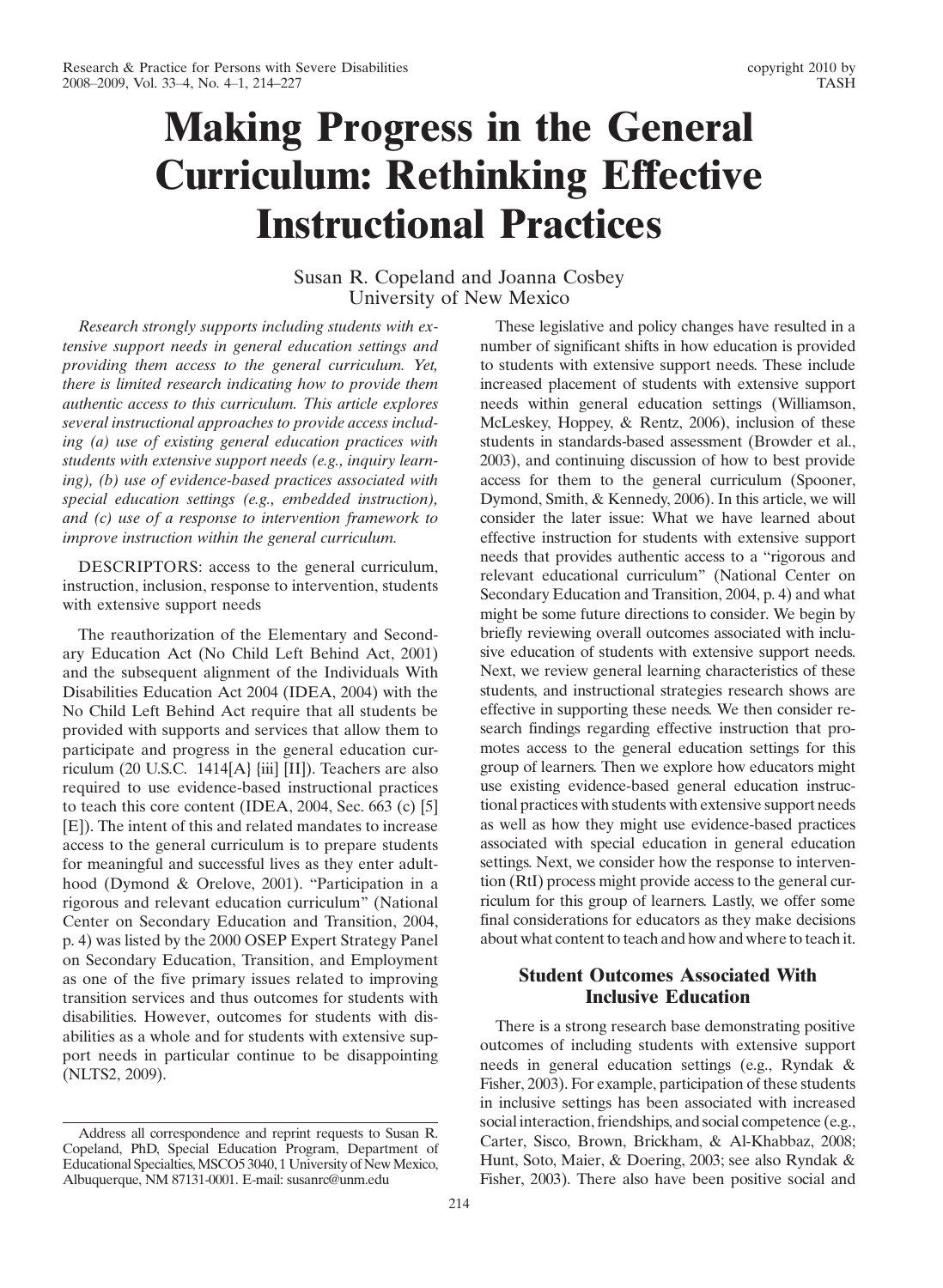# Making Progress in the General Curriculum: Rethinking Effective Instructional Practices

Susan R. Copeland and Joanna Cosbey
University of New Mexico

*Research strongly supports including students with extensive support needs in general education settings and providing them access to the general curriculum. Yet, there is limited research indicating how to provide them authentic access to this curriculum. This article explores several instructional approaches to provide access including (a) use of existing general education practices with students with extensive support needs (e.g., inquiry learning), (b) use of evidence-based practices associated with special education settings (e.g., embedded instruction), and (c) use of a response to intervention framework to improve instruction within the general curriculum.*

DESCRIPTORS: access to the general curriculum, instruction, inclusion, response to intervention, students with extensive support needs

The reauthorization of the Elementary and Secondary Education Act (No Child Left Behind Act, 2001) and the subsequent alignment of the Individuals With Disabilities Education Act 2004 (IDEA, 2004) with the No Child Left Behind Act require that all students be provided with supports and services that allow them to participate and progress in the general education curriculum (20 U.S.C. 1414[A] {iii} [II]). Teachers are also required to use evidence-based instructional practices to teach this core content (IDEA, 2004, Sec. 663 (c) [5] [E]). The intent of this and related mandates to increase access to the general curriculum is to prepare students for meaningful and successful lives as they enter adulthood (Dymond & Orelove, 2001). "Participation in a rigorous and relevant education curriculum" (National Center on Secondary Education and Transition, 2004, p. 4) was listed by the 2000 OSEP Expert Strategy Panel on Secondary Education, Transition, and Employment as one of the five primary issues related to improving transition services and thus outcomes for students with disabilities. However, outcomes for students with disabilities as a whole and for students with extensive support needs in particular continue to be disappointing (NLTS2, 2009).

These legislative and policy changes have resulted in a number of significant shifts in how education is provided to students with extensive support needs. These include increased placement of students with extensive support needs within general education settings (Williamson, McLeskey, Hoppey, & Rentz, 2006), inclusion of these students in standards-based assessment (Browder et al., 2003), and continuing discussion of how to best provide access for them to the general curriculum (Spooner, Dymond, Smith, & Kennedy, 2006). In this article, we will consider the later issue: What we have learned about effective instruction for students with extensive support needs that provides authentic access to a "rigorous and relevant educational curriculum" (National Center on Secondary Education and Transition, 2004, p. 4) and what might be some future directions to consider. We begin by briefly reviewing overall outcomes associated with inclusive education of students with extensive support needs. Next, we review general learning characteristics of these students, and instructional strategies research shows are effective in supporting these needs. We then consider research findings regarding effective instruction that promotes access to the general education settings for this group of learners. Then we explore how educators might use existing evidence-based general education instructional practices with students with extensive support needs as well as how they might use evidence-based practices associated with special education in general education settings. Next, we consider how the response to intervention (RtI) process might provide access to the general curriculum for this group of learners. Lastly, we offer some final considerations for educators as they make decisions about what content to teach and how and where to teach it.

## Student Outcomes Associated With Inclusive Education

There is a strong research base demonstrating positive outcomes of including students with extensive support needs in general education settings (e.g., Ryndak & Fisher, 2003). For example, participation of these students in inclusive settings has been associated with increased social interaction, friendships, and social competence (e.g., Carter, Sisco, Brown, Brickham, & Al-Khabbaz, 2008; Hunt, Soto, Maier, & Doering, 2003; see also Ryndak & Fisher, 2003). There also have been positive social and

Address all correspondence and reprint requests to Susan R. Copeland, PhD, Special Education Program, Department of Educational Specialties, MSCO5 3040, 1 University of New Mexico, Albuquerque, NM 87131-0001. E-mail: susanrc@unm.edu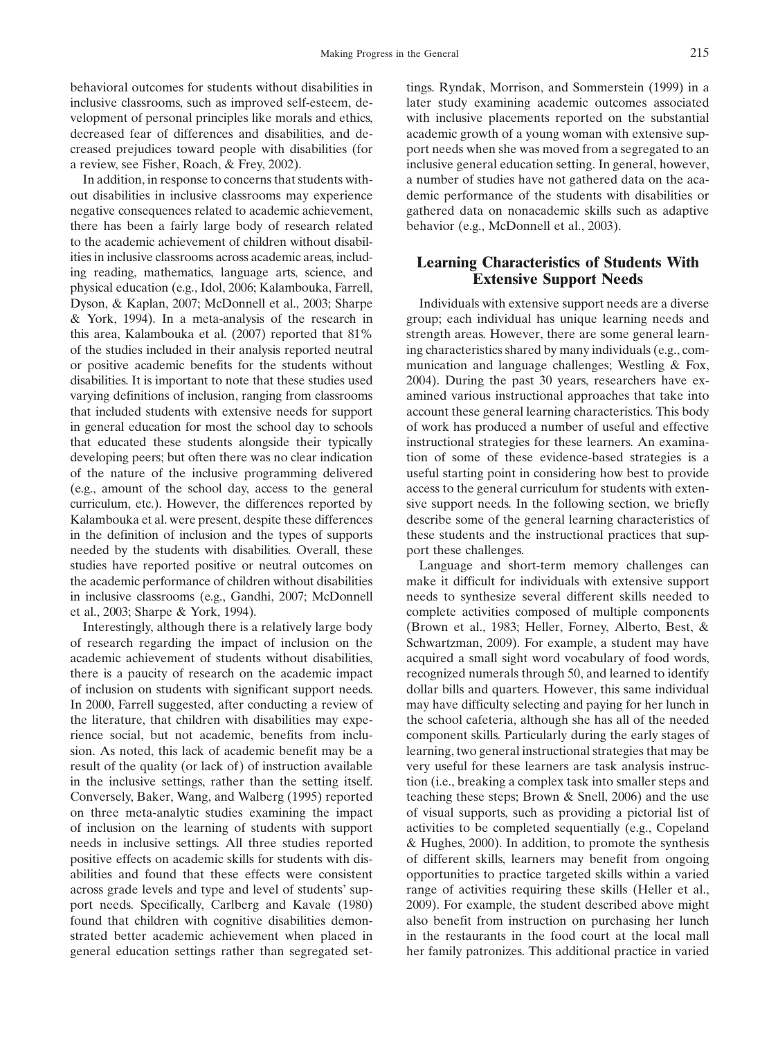behavioral outcomes for students without disabilities in inclusive classrooms, such as improved self-esteem, development of personal principles like morals and ethics, decreased fear of differences and disabilities, and decreased prejudices toward people with disabilities (for a review, see Fisher, Roach, & Frey, 2002).

In addition, in response to concerns that students without disabilities in inclusive classrooms may experience negative consequences related to academic achievement, there has been a fairly large body of research related to the academic achievement of children without disabilities in inclusive classrooms across academic areas, including reading, mathematics, language arts, science, and physical education (e.g., Idol, 2006; Kalambouka, Farrell, Dyson, & Kaplan, 2007; McDonnell et al., 2003; Sharpe & York, 1994). In a meta-analysis of the research in this area, Kalambouka et al. (2007) reported that 81% of the studies included in their analysis reported neutral or positive academic benefits for the students without disabilities. It is important to note that these studies used varying definitions of inclusion, ranging from classrooms that included students with extensive needs for support in general education for most the school day to schools that educated these students alongside their typically developing peers; but often there was no clear indication of the nature of the inclusive programming delivered (e.g., amount of the school day, access to the general curriculum, etc.). However, the differences reported by Kalambouka et al. were present, despite these differences in the definition of inclusion and the types of supports needed by the students with disabilities. Overall, these studies have reported positive or neutral outcomes on the academic performance of children without disabilities in inclusive classrooms (e.g., Gandhi, 2007; McDonnell et al., 2003; Sharpe & York, 1994).

Interestingly, although there is a relatively large body of research regarding the impact of inclusion on the academic achievement of students without disabilities, there is a paucity of research on the academic impact of inclusion on students with significant support needs. In 2000, Farrell suggested, after conducting a review of the literature, that children with disabilities may experience social, but not academic, benefits from inclusion. As noted, this lack of academic benefit may be a result of the quality (or lack of) of instruction available in the inclusive settings, rather than the setting itself. Conversely, Baker, Wang, and Walberg (1995) reported on three meta-analytic studies examining the impact of inclusion on the learning of students with support needs in inclusive settings. All three studies reported positive effects on academic skills for students with disabilities and found that these effects were consistent across grade levels and type and level of students' support needs. Specifically, Carlberg and Kavale (1980) found that children with cognitive disabilities demonstrated better academic achievement when placed in general education settings rather than segregated settings. Ryndak, Morrison, and Sommerstein (1999) in a later study examining academic outcomes associated with inclusive placements reported on the substantial academic growth of a young woman with extensive support needs when she was moved from a segregated to an inclusive general education setting. In general, however, a number of studies have not gathered data on the academic performance of the students with disabilities or gathered data on nonacademic skills such as adaptive behavior (e.g., McDonnell et al., 2003).

## Learning Characteristics of Students With Extensive Support Needs

Individuals with extensive support needs are a diverse group; each individual has unique learning needs and strength areas. However, there are some general learning characteristics shared by many individuals (e.g., communication and language challenges; Westling & Fox, 2004). During the past 30 years, researchers have examined various instructional approaches that take into account these general learning characteristics. This body of work has produced a number of useful and effective instructional strategies for these learners. An examination of some of these evidence-based strategies is a useful starting point in considering how best to provide access to the general curriculum for students with extensive support needs. In the following section, we briefly describe some of the general learning characteristics of these students and the instructional practices that support these challenges.

Language and short-term memory challenges can make it difficult for individuals with extensive support needs to synthesize several different skills needed to complete activities composed of multiple components (Brown et al., 1983; Heller, Forney, Alberto, Best, & Schwartzman, 2009). For example, a student may have acquired a small sight word vocabulary of food words, recognized numerals through 50, and learned to identify dollar bills and quarters. However, this same individual may have difficulty selecting and paying for her lunch in the school cafeteria, although she has all of the needed component skills. Particularly during the early stages of learning, two general instructional strategies that may be very useful for these learners are task analysis instruction (i.e., breaking a complex task into smaller steps and teaching these steps; Brown & Snell, 2006) and the use of visual supports, such as providing a pictorial list of activities to be completed sequentially (e.g., Copeland & Hughes, 2000). In addition, to promote the synthesis of different skills, learners may benefit from ongoing opportunities to practice targeted skills within a varied range of activities requiring these skills (Heller et al., 2009). For example, the student described above might also benefit from instruction on purchasing her lunch in the restaurants in the food court at the local mall her family patronizes. This additional practice in varied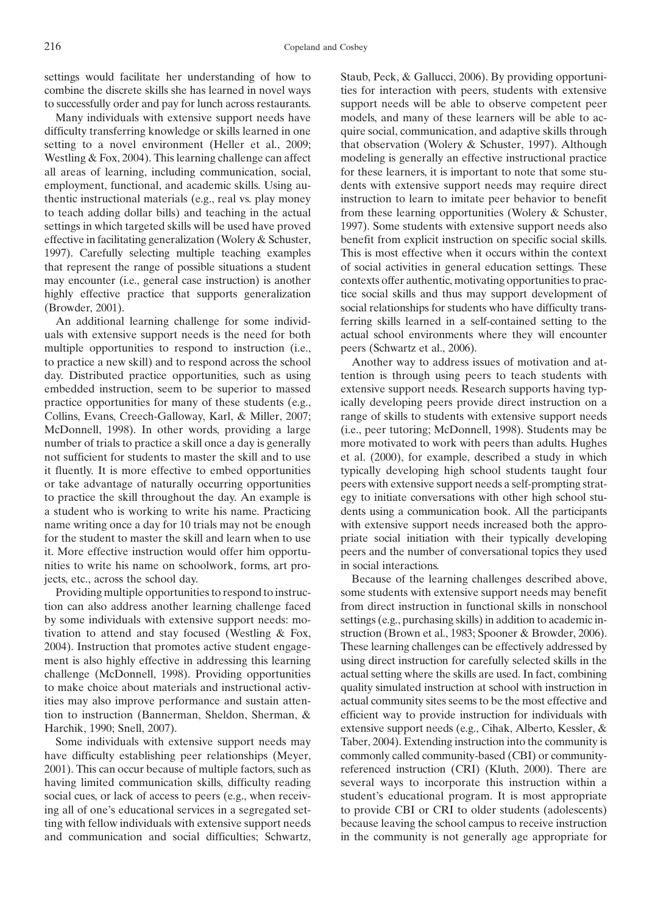settings would facilitate her understanding of how to combine the discrete skills she has learned in novel ways to successfully order and pay for lunch across restaurants.

Many individuals with extensive support needs have difficulty transferring knowledge or skills learned in one setting to a novel environment (Heller et al., 2009; Westling & Fox, 2004). This learning challenge can affect all areas of learning, including communication, social, employment, functional, and academic skills. Using authentic instructional materials (e.g., real vs. play money to teach adding dollar bills) and teaching in the actual settings in which targeted skills will be used have proved effective in facilitating generalization (Wolery & Schuster, 1997). Carefully selecting multiple teaching examples that represent the range of possible situations a student may encounter (i.e., general case instruction) is another highly effective practice that supports generalization (Browder, 2001).

An additional learning challenge for some individuals with extensive support needs is the need for both multiple opportunities to respond to instruction (i.e., to practice a new skill) and to respond across the school day. Distributed practice opportunities, such as using embedded instruction, seem to be superior to massed practice opportunities for many of these students (e.g., Collins, Evans, Creech-Galloway, Karl, & Miller, 2007; McDonnell, 1998). In other words, providing a large number of trials to practice a skill once a day is generally not sufficient for students to master the skill and to use it fluently. It is more effective to embed opportunities or take advantage of naturally occurring opportunities to practice the skill throughout the day. An example is a student who is working to write his name. Practicing name writing once a day for 10 trials may not be enough for the student to master the skill and learn when to use it. More effective instruction would offer him opportunities to write his name on schoolwork, forms, art projects, etc., across the school day.

Providing multiple opportunities to respond to instruction can also address another learning challenge faced by some individuals with extensive support needs: motivation to attend and stay focused (Westling & Fox, 2004). Instruction that promotes active student engagement is also highly effective in addressing this learning challenge (McDonnell, 1998). Providing opportunities to make choice about materials and instructional activities may also improve performance and sustain attention to instruction (Bannerman, Sheldon, Sherman, & Harchik, 1990; Snell, 2007).

Some individuals with extensive support needs may have difficulty establishing peer relationships (Meyer, 2001). This can occur because of multiple factors, such as having limited communication skills, difficulty reading social cues, or lack of access to peers (e.g., when receiving all of one's educational services in a segregated setting with fellow individuals with extensive support needs and communication and social difficulties; Schwartz, Staub, Peck, & Gallucci, 2006). By providing opportunities for interaction with peers, students with extensive support needs will be able to observe competent peer models, and many of these learners will be able to acquire social, communication, and adaptive skills through that observation (Wolery & Schuster, 1997). Although modeling is generally an effective instructional practice for these learners, it is important to note that some students with extensive support needs may require direct instruction to learn to imitate peer behavior to benefit from these learning opportunities (Wolery & Schuster, 1997). Some students with extensive support needs also benefit from explicit instruction on specific social skills. This is most effective when it occurs within the context of social activities in general education settings. These contexts offer authentic, motivating opportunities to practice social skills and thus may support development of social relationships for students who have difficulty transferring skills learned in a self-contained setting to the actual school environments where they will encounter peers (Schwartz et al., 2006).

Another way to address issues of motivation and attention is through using peers to teach students with extensive support needs. Research supports having typically developing peers provide direct instruction on a range of skills to students with extensive support needs (i.e., peer tutoring; McDonnell, 1998). Students may be more motivated to work with peers than adults. Hughes et al. (2000), for example, described a study in which typically developing high school students taught four peers with extensive support needs a self-prompting strategy to initiate conversations with other high school students using a communication book. All the participants with extensive support needs increased both the appropriate social initiation with their typically developing peers and the number of conversational topics they used in social interactions.

Because of the learning challenges described above, some students with extensive support needs may benefit from direct instruction in functional skills in nonschool settings (e.g., purchasing skills) in addition to academic instruction (Brown et al., 1983; Spooner & Browder, 2006). These learning challenges can be effectively addressed by using direct instruction for carefully selected skills in the actual setting where the skills are used. In fact, combining quality simulated instruction at school with instruction in actual community sites seems to be the most effective and efficient way to provide instruction for individuals with extensive support needs (e.g., Cihak, Alberto, Kessler, & Taber, 2004). Extending instruction into the community is commonly called community-based (CBI) or community-referenced instruction (CRI) (Kluth, 2000). There are several ways to incorporate this instruction within a student's educational program. It is most appropriate to provide CBI or CRI to older students (adolescents) because leaving the school campus to receive instruction in the community is not generally age appropriate for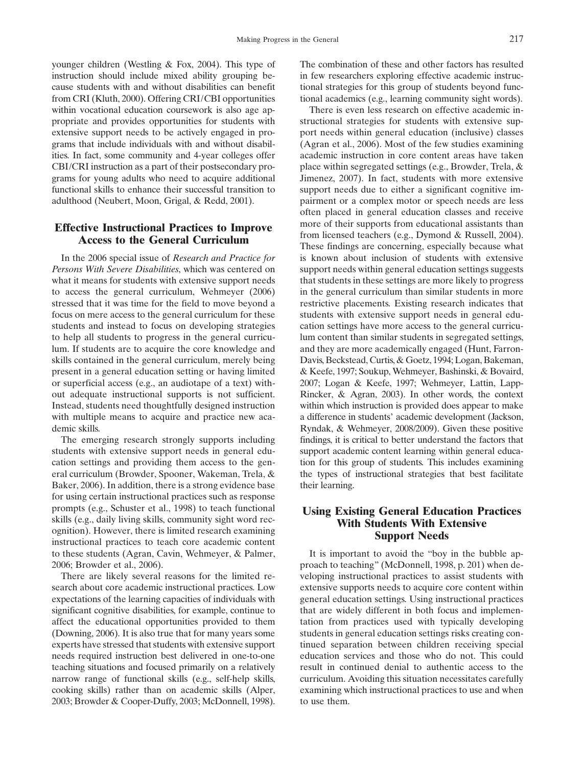younger children (Westling & Fox, 2004). This type of instruction should include mixed ability grouping because students with and without disabilities can benefit from CRI (Kluth, 2000). Offering CRI/CBI opportunities within vocational education coursework is also age appropriate and provides opportunities for students with extensive support needs to be actively engaged in programs that include individuals with and without disabilities. In fact, some community and 4-year colleges offer CBI/CRI instruction as a part of their postsecondary programs for young adults who need to acquire additional functional skills to enhance their successful transition to adulthood (Neubert, Moon, Grigal, & Redd, 2001).

## Effective Instructional Practices to Improve Access to the General Curriculum

In the 2006 special issue of *Research and Practice for Persons With Severe Disabilities*, which was centered on what it means for students with extensive support needs to access the general curriculum, Wehmeyer (2006) stressed that it was time for the field to move beyond a focus on mere access to the general curriculum for these students and instead to focus on developing strategies to help all students to progress in the general curriculum. If students are to acquire the core knowledge and skills contained in the general curriculum, merely being present in a general education setting or having limited or superficial access (e.g., an audiotape of a text) without adequate instructional supports is not sufficient. Instead, students need thoughtfully designed instruction with multiple means to acquire and practice new academic skills.

The emerging research strongly supports including students with extensive support needs in general education settings and providing them access to the general curriculum (Browder, Spooner, Wakeman, Trela, & Baker, 2006). In addition, there is a strong evidence base for using certain instructional practices such as response prompts (e.g., Schuster et al., 1998) to teach functional skills (e.g., daily living skills, community sight word recognition). However, there is limited research examining instructional practices to teach core academic content to these students (Agran, Cavin, Wehmeyer, & Palmer, 2006; Browder et al., 2006).

There are likely several reasons for the limited research about core academic instructional practices. Low expectations of the learning capacities of individuals with significant cognitive disabilities, for example, continue to affect the educational opportunities provided to them (Downing, 2006). It is also true that for many years some experts have stressed that students with extensive support needs required instruction best delivered in one-to-one teaching situations and focused primarily on a relatively narrow range of functional skills (e.g., self-help skills, cooking skills) rather than on academic skills (Alper, 2003; Browder & Cooper-Duffy, 2003; McDonnell, 1998). The combination of these and other factors has resulted in few researchers exploring effective academic instructional strategies for this group of students beyond functional academics (e.g., learning community sight words).

There is even less research on effective academic instructional strategies for students with extensive support needs within general education (inclusive) classes (Agran et al., 2006). Most of the few studies examining academic instruction in core content areas have taken place within segregated settings (e.g., Browder, Trela, & Jimenez, 2007). In fact, students with more extensive support needs due to either a significant cognitive impairment or a complex motor or speech needs are less often placed in general education classes and receive more of their supports from educational assistants than from licensed teachers (e.g., Dymond & Russell, 2004). These findings are concerning, especially because what is known about inclusion of students with extensive support needs within general education settings suggests that students in these settings are more likely to progress in the general curriculum than similar students in more restrictive placements. Existing research indicates that students with extensive support needs in general education settings have more access to the general curriculum content than similar students in segregated settings, and they are more academically engaged (Hunt, Farron-Davis, Beckstead, Curtis, & Goetz, 1994; Logan, Bakeman, & Keefe, 1997; Soukup, Wehmeyer, Bashinski, & Bovaird, 2007; Logan & Keefe, 1997; Wehmeyer, Lattin, Lapp-Rincker, & Agran, 2003). In other words, the context within which instruction is provided does appear to make a difference in students' academic development (Jackson, Ryndak, & Wehmeyer, 2008/2009). Given these positive findings, it is critical to better understand the factors that support academic content learning within general education for this group of students. This includes examining the types of instructional strategies that best facilitate their learning.

## Using Existing General Education Practices With Students With Extensive Support Needs

It is important to avoid the "boy in the bubble approach to teaching" (McDonnell, 1998, p. 201) when developing instructional practices to assist students with extensive supports needs to acquire core content within general education settings. Using instructional practices that are widely different in both focus and implementation from practices used with typically developing students in general education settings risks creating continued separation between children receiving special education services and those who do not. This could result in continued denial to authentic access to the curriculum. Avoiding this situation necessitates carefully examining which instructional practices to use and when to use them.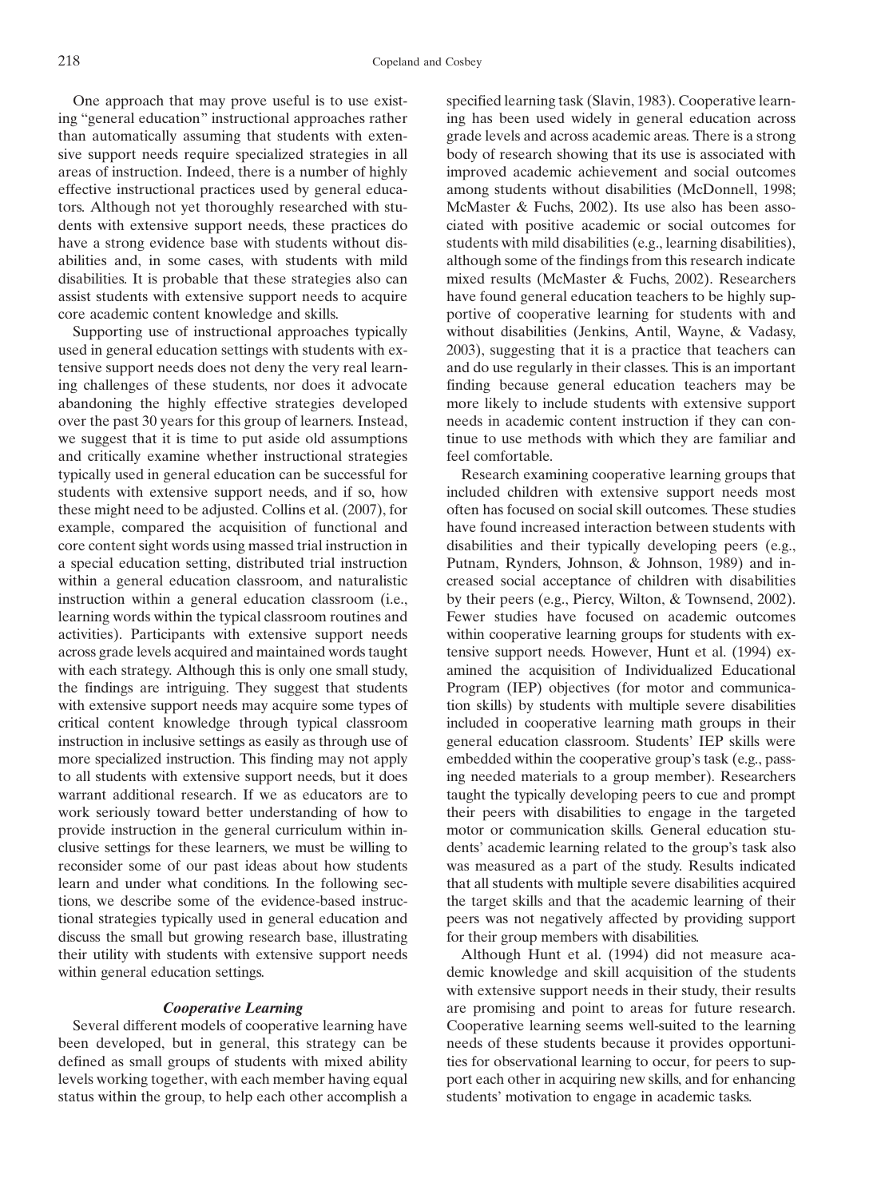One approach that may prove useful is to use existing "general education" instructional approaches rather than automatically assuming that students with extensive support needs require specialized strategies in all areas of instruction. Indeed, there is a number of highly effective instructional practices used by general educators. Although not yet thoroughly researched with students with extensive support needs, these practices do have a strong evidence base with students without disabilities and, in some cases, with students with mild disabilities. It is probable that these strategies also can assist students with extensive support needs to acquire core academic content knowledge and skills.

Supporting use of instructional approaches typically used in general education settings with students with extensive support needs does not deny the very real learning challenges of these students, nor does it advocate abandoning the highly effective strategies developed over the past 30 years for this group of learners. Instead, we suggest that it is time to put aside old assumptions and critically examine whether instructional strategies typically used in general education can be successful for students with extensive support needs, and if so, how these might need to be adjusted. Collins et al. (2007), for example, compared the acquisition of functional and core content sight words using massed trial instruction in a special education setting, distributed trial instruction within a general education classroom, and naturalistic instruction within a general education classroom (i.e., learning words within the typical classroom routines and activities). Participants with extensive support needs across grade levels acquired and maintained words taught with each strategy. Although this is only one small study, the findings are intriguing. They suggest that students with extensive support needs may acquire some types of critical content knowledge through typical classroom instruction in inclusive settings as easily as through use of more specialized instruction. This finding may not apply to all students with extensive support needs, but it does warrant additional research. If we as educators are to work seriously toward better understanding of how to provide instruction in the general curriculum within inclusive settings for these learners, we must be willing to reconsider some of our past ideas about how students learn and under what conditions. In the following sections, we describe some of the evidence-based instructional strategies typically used in general education and discuss the small but growing research base, illustrating their utility with students with extensive support needs within general education settings.

### *Cooperative Learning*

Several different models of cooperative learning have been developed, but in general, this strategy can be defined as small groups of students with mixed ability levels working together, with each member having equal status within the group, to help each other accomplish a specified learning task (Slavin, 1983). Cooperative learning has been used widely in general education across grade levels and across academic areas. There is a strong body of research showing that its use is associated with improved academic achievement and social outcomes among students without disabilities (McDonnell, 1998; McMaster & Fuchs, 2002). Its use also has been associated with positive academic or social outcomes for students with mild disabilities (e.g., learning disabilities), although some of the findings from this research indicate mixed results (McMaster & Fuchs, 2002). Researchers have found general education teachers to be highly supportive of cooperative learning for students with and without disabilities (Jenkins, Antil, Wayne, & Vadasy, 2003), suggesting that it is a practice that teachers can and do use regularly in their classes. This is an important finding because general education teachers may be more likely to include students with extensive support needs in academic content instruction if they can continue to use methods with which they are familiar and feel comfortable.

Research examining cooperative learning groups that included children with extensive support needs most often has focused on social skill outcomes. These studies have found increased interaction between students with disabilities and their typically developing peers (e.g., Putnam, Rynders, Johnson, & Johnson, 1989) and increased social acceptance of children with disabilities by their peers (e.g., Piercy, Wilton, & Townsend, 2002). Fewer studies have focused on academic outcomes within cooperative learning groups for students with extensive support needs. However, Hunt et al. (1994) examined the acquisition of Individualized Educational Program (IEP) objectives (for motor and communication skills) by students with multiple severe disabilities included in cooperative learning math groups in their general education classroom. Students' IEP skills were embedded within the cooperative group's task (e.g., passing needed materials to a group member). Researchers taught the typically developing peers to cue and prompt their peers with disabilities to engage in the targeted motor or communication skills. General education students' academic learning related to the group's task also was measured as a part of the study. Results indicated that all students with multiple severe disabilities acquired the target skills and that the academic learning of their peers was not negatively affected by providing support for their group members with disabilities.

Although Hunt et al. (1994) did not measure academic knowledge and skill acquisition of the students with extensive support needs in their study, their results are promising and point to areas for future research. Cooperative learning seems well-suited to the learning needs of these students because it provides opportunities for observational learning to occur, for peers to support each other in acquiring new skills, and for enhancing students' motivation to engage in academic tasks.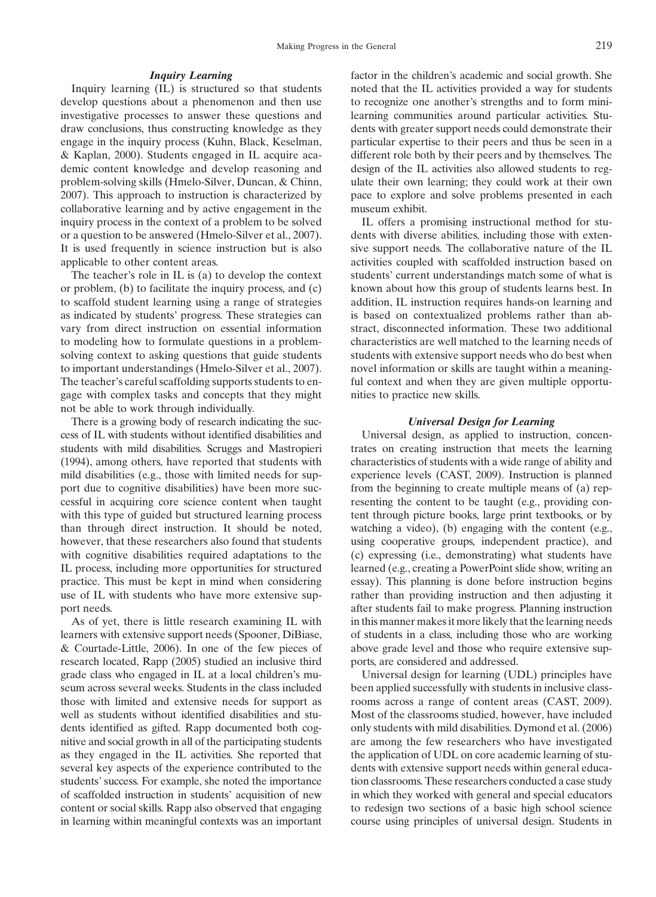### *Inquiry Learning*

Inquiry learning (IL) is structured so that students develop questions about a phenomenon and then use investigative processes to answer these questions and draw conclusions, thus constructing knowledge as they engage in the inquiry process (Kuhn, Black, Keselman, & Kaplan, 2000). Students engaged in IL acquire academic content knowledge and develop reasoning and problem-solving skills (Hmelo-Silver, Duncan, & Chinn, 2007). This approach to instruction is characterized by collaborative learning and by active engagement in the inquiry process in the context of a problem to be solved or a question to be answered (Hmelo-Silver et al., 2007). It is used frequently in science instruction but is also applicable to other content areas.

The teacher's role in IL is (a) to develop the context or problem, (b) to facilitate the inquiry process, and (c) to scaffold student learning using a range of strategies as indicated by students' progress. These strategies can vary from direct instruction on essential information to modeling how to formulate questions in a problem-solving context to asking questions that guide students to important understandings (Hmelo-Silver et al., 2007). The teacher's careful scaffolding supports students to engage with complex tasks and concepts that they might not be able to work through individually.

There is a growing body of research indicating the success of IL with students without identified disabilities and students with mild disabilities. Scruggs and Mastropieri (1994), among others, have reported that students with mild disabilities (e.g., those with limited needs for support due to cognitive disabilities) have been more successful in acquiring core science content when taught with this type of guided but structured learning process than through direct instruction. It should be noted, however, that these researchers also found that students with cognitive disabilities required adaptations to the IL process, including more opportunities for structured practice. This must be kept in mind when considering use of IL with students who have more extensive support needs.

As of yet, there is little research examining IL with learners with extensive support needs (Spooner, DiBiase, & Courtade-Little, 2006). In one of the few pieces of research located, Rapp (2005) studied an inclusive third grade class who engaged in IL at a local children's museum across several weeks. Students in the class included those with limited and extensive needs for support as well as students without identified disabilities and students identified as gifted. Rapp documented both cognitive and social growth in all of the participating students as they engaged in the IL activities. She reported that several key aspects of the experience contributed to the students' success. For example, she noted the importance of scaffolded instruction in students' acquisition of new content or social skills. Rapp also observed that engaging in learning within meaningful contexts was an important factor in the children's academic and social growth. She noted that the IL activities provided a way for students to recognize one another's strengths and to form mini-learning communities around particular activities. Students with greater support needs could demonstrate their particular expertise to their peers and thus be seen in a different role both by their peers and by themselves. The design of the IL activities also allowed students to regulate their own learning; they could work at their own pace to explore and solve problems presented in each museum exhibit.

IL offers a promising instructional method for students with diverse abilities, including those with extensive support needs. The collaborative nature of the IL activities coupled with scaffolded instruction based on students' current understandings match some of what is known about how this group of students learns best. In addition, IL instruction requires hands-on learning and is based on contextualized problems rather than abstract, disconnected information. These two additional characteristics are well matched to the learning needs of students with extensive support needs who do best when novel information or skills are taught within a meaningful context and when they are given multiple opportunities to practice new skills.

### *Universal Design for Learning*

Universal design, as applied to instruction, concentrates on creating instruction that meets the learning characteristics of students with a wide range of ability and experience levels (CAST, 2009). Instruction is planned from the beginning to create multiple means of (a) representing the content to be taught (e.g., providing content through picture books, large print textbooks, or by watching a video), (b) engaging with the content (e.g., using cooperative groups, independent practice), and (c) expressing (i.e., demonstrating) what students have learned (e.g., creating a PowerPoint slide show, writing an essay). This planning is done before instruction begins rather than providing instruction and then adjusting it after students fail to make progress. Planning instruction in this manner makes it more likely that the learning needs of students in a class, including those who are working above grade level and those who require extensive supports, are considered and addressed.

Universal design for learning (UDL) principles have been applied successfully with students in inclusive classrooms across a range of content areas (CAST, 2009). Most of the classrooms studied, however, have included only students with mild disabilities. Dymond et al. (2006) are among the few researchers who have investigated the application of UDL on core academic learning of students with extensive support needs within general education classrooms. These researchers conducted a case study in which they worked with general and special educators to redesign two sections of a basic high school science course using principles of universal design. Students in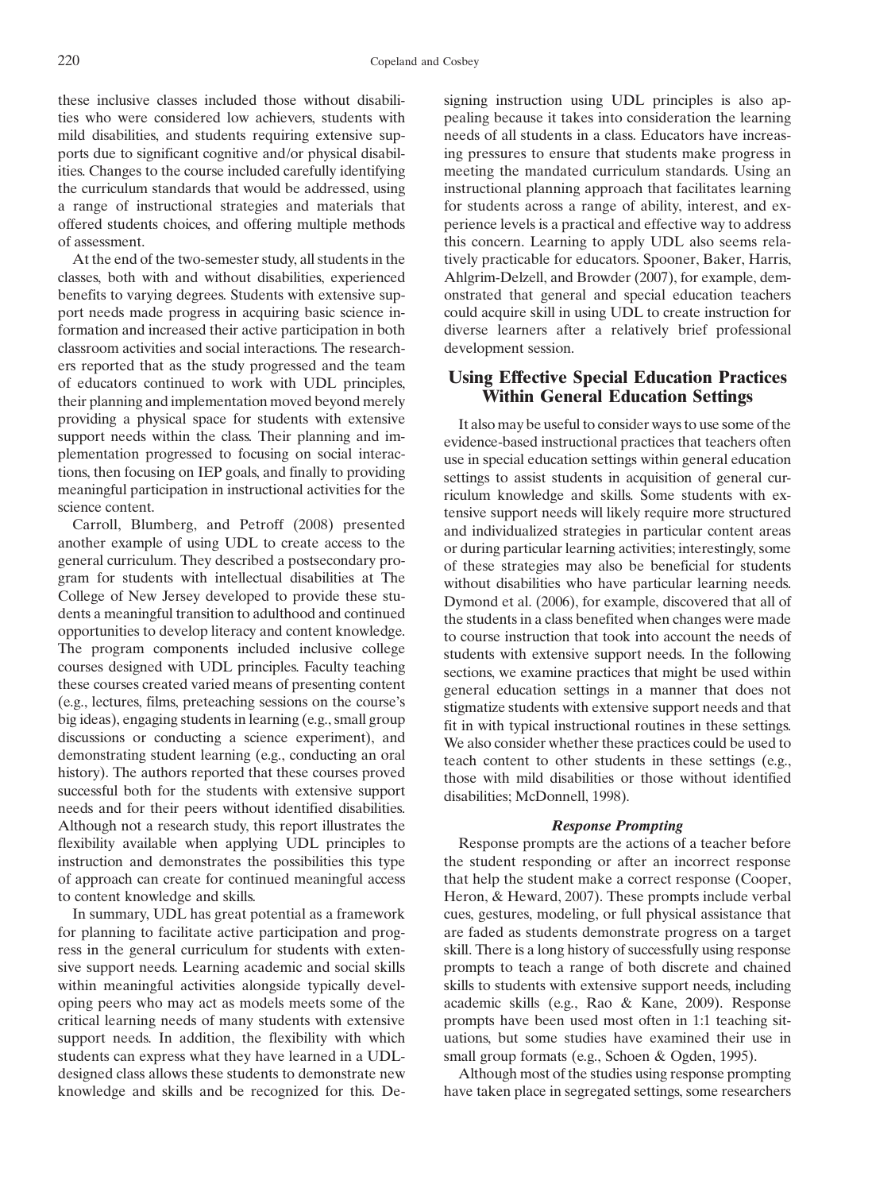these inclusive classes included those without disabilities who were considered low achievers, students with mild disabilities, and students requiring extensive supports due to significant cognitive and/or physical disabilities. Changes to the course included carefully identifying the curriculum standards that would be addressed, using a range of instructional strategies and materials that offered students choices, and offering multiple methods of assessment.

At the end of the two-semester study, all students in the classes, both with and without disabilities, experienced benefits to varying degrees. Students with extensive support needs made progress in acquiring basic science information and increased their active participation in both classroom activities and social interactions. The researchers reported that as the study progressed and the team of educators continued to work with UDL principles, their planning and implementation moved beyond merely providing a physical space for students with extensive support needs within the class. Their planning and implementation progressed to focusing on social interactions, then focusing on IEP goals, and finally to providing meaningful participation in instructional activities for the science content.

Carroll, Blumberg, and Petroff (2008) presented another example of using UDL to create access to the general curriculum. They described a postsecondary program for students with intellectual disabilities at The College of New Jersey developed to provide these students a meaningful transition to adulthood and continued opportunities to develop literacy and content knowledge. The program components included inclusive college courses designed with UDL principles. Faculty teaching these courses created varied means of presenting content (e.g., lectures, films, preteaching sessions on the course's big ideas), engaging students in learning (e.g., small group discussions or conducting a science experiment), and demonstrating student learning (e.g., conducting an oral history). The authors reported that these courses proved successful both for the students with extensive support needs and for their peers without identified disabilities. Although not a research study, this report illustrates the flexibility available when applying UDL principles to instruction and demonstrates the possibilities this type of approach can create for continued meaningful access to content knowledge and skills.

In summary, UDL has great potential as a framework for planning to facilitate active participation and progress in the general curriculum for students with extensive support needs. Learning academic and social skills within meaningful activities alongside typically developing peers who may act as models meets some of the critical learning needs of many students with extensive support needs. In addition, the flexibility with which students can express what they have learned in a UDL-designed class allows these students to demonstrate new knowledge and skills and be recognized for this. Designing instruction using UDL principles is also appealing because it takes into consideration the learning needs of all students in a class. Educators have increasing pressures to ensure that students make progress in meeting the mandated curriculum standards. Using an instructional planning approach that facilitates learning for students across a range of ability, interest, and experience levels is a practical and effective way to address this concern. Learning to apply UDL also seems relatively practicable for educators. Spooner, Baker, Harris, Ahlgrim-Delzell, and Browder (2007), for example, demonstrated that general and special education teachers could acquire skill in using UDL to create instruction for diverse learners after a relatively brief professional development session.

## Using Effective Special Education Practices Within General Education Settings

It also may be useful to consider ways to use some of the evidence-based instructional practices that teachers often use in special education settings within general education settings to assist students in acquisition of general curriculum knowledge and skills. Some students with extensive support needs will likely require more structured and individualized strategies in particular content areas or during particular learning activities; interestingly, some of these strategies may also be beneficial for students without disabilities who have particular learning needs. Dymond et al. (2006), for example, discovered that all of the students in a class benefited when changes were made to course instruction that took into account the needs of students with extensive support needs. In the following sections, we examine practices that might be used within general education settings in a manner that does not stigmatize students with extensive support needs and that fit in with typical instructional routines in these settings. We also consider whether these practices could be used to teach content to other students in these settings (e.g., those with mild disabilities or those without identified disabilities; McDonnell, 1998).

### *Response Prompting*

Response prompts are the actions of a teacher before the student responding or after an incorrect response that help the student make a correct response (Cooper, Heron, & Heward, 2007). These prompts include verbal cues, gestures, modeling, or full physical assistance that are faded as students demonstrate progress on a target skill. There is a long history of successfully using response prompts to teach a range of both discrete and chained skills to students with extensive support needs, including academic skills (e.g., Rao & Kane, 2009). Response prompts have been used most often in 1:1 teaching situations, but some studies have examined their use in small group formats (e.g., Schoen & Ogden, 1995).

Although most of the studies using response prompting have taken place in segregated settings, some researchers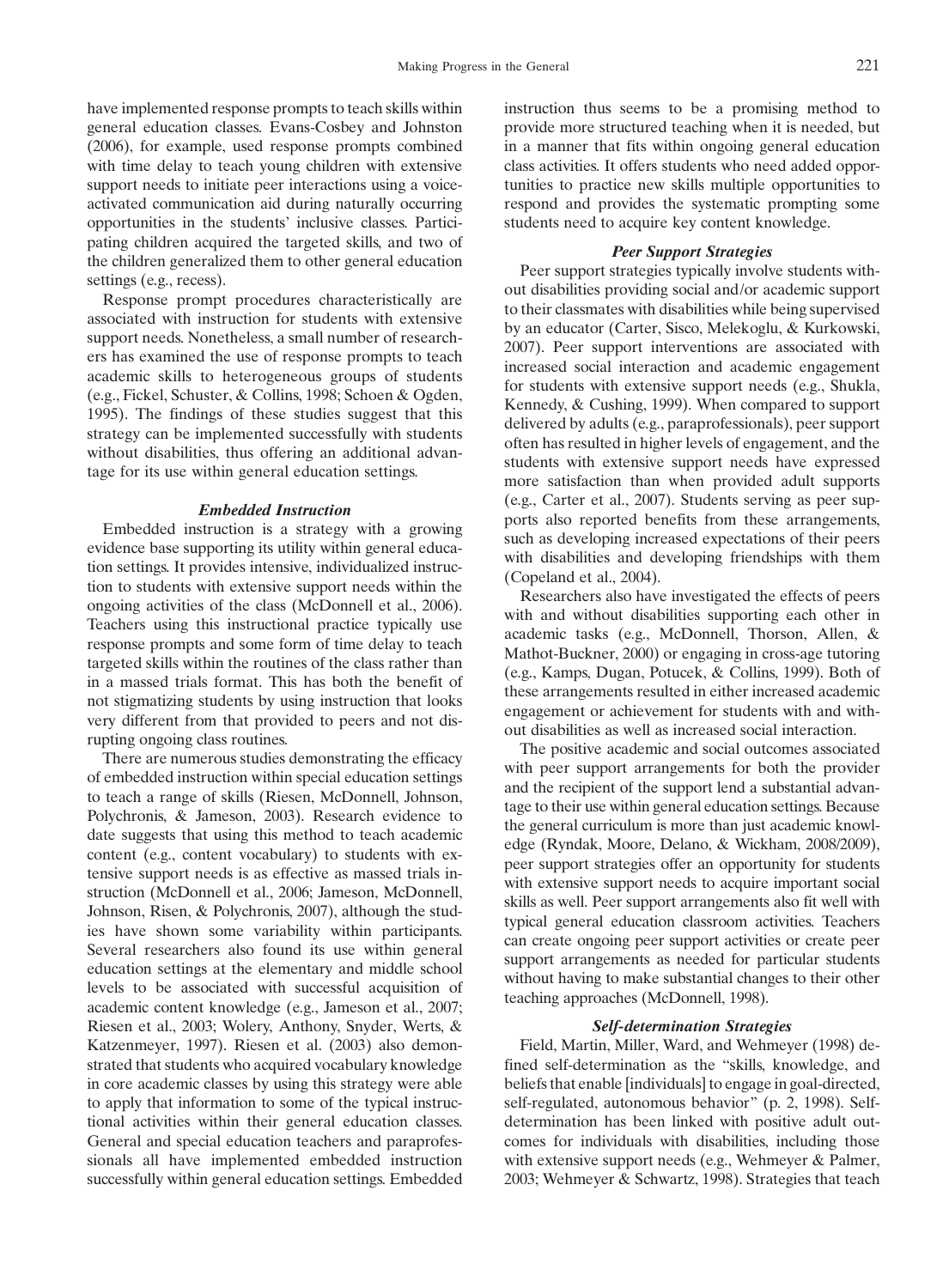have implemented response prompts to teach skills within general education classes. Evans-Cosbey and Johnston (2006), for example, used response prompts combined with time delay to teach young children with extensive support needs to initiate peer interactions using a voice-activated communication aid during naturally occurring opportunities in the students' inclusive classes. Participating children acquired the targeted skills, and two of the children generalized them to other general education settings (e.g., recess).

Response prompt procedures characteristically are associated with instruction for students with extensive support needs. Nonetheless, a small number of researchers has examined the use of response prompts to teach academic skills to heterogeneous groups of students (e.g., Fickel, Schuster, & Collins, 1998; Schoen & Ogden, 1995). The findings of these studies suggest that this strategy can be implemented successfully with students without disabilities, thus offering an additional advantage for its use within general education settings.

### *Embedded Instruction*

Embedded instruction is a strategy with a growing evidence base supporting its utility within general education settings. It provides intensive, individualized instruction to students with extensive support needs within the ongoing activities of the class (McDonnell et al., 2006). Teachers using this instructional practice typically use response prompts and some form of time delay to teach targeted skills within the routines of the class rather than in a massed trials format. This has both the benefit of not stigmatizing students by using instruction that looks very different from that provided to peers and not disrupting ongoing class routines.

There are numerous studies demonstrating the efficacy of embedded instruction within special education settings to teach a range of skills (Riesen, McDonnell, Johnson, Polychronis, & Jameson, 2003). Research evidence to date suggests that using this method to teach academic content (e.g., content vocabulary) to students with extensive support needs is as effective as massed trials instruction (McDonnell et al., 2006; Jameson, McDonnell, Johnson, Risen, & Polychronis, 2007), although the studies have shown some variability within participants. Several researchers also found its use within general education settings at the elementary and middle school levels to be associated with successful acquisition of academic content knowledge (e.g., Jameson et al., 2007; Riesen et al., 2003; Wolery, Anthony, Snyder, Werts, & Katzenmeyer, 1997). Riesen et al. (2003) also demonstrated that students who acquired vocabulary knowledge in core academic classes by using this strategy were able to apply that information to some of the typical instructional activities within their general education classes. General and special education teachers and paraprofessionals all have implemented embedded instruction successfully within general education settings. Embedded instruction thus seems to be a promising method to provide more structured teaching when it is needed, but in a manner that fits within ongoing general education class activities. It offers students who need added opportunities to practice new skills multiple opportunities to respond and provides the systematic prompting some students need to acquire key content knowledge.

### *Peer Support Strategies*

Peer support strategies typically involve students without disabilities providing social and/or academic support to their classmates with disabilities while being supervised by an educator (Carter, Sisco, Melekoglu, & Kurkowski, 2007). Peer support interventions are associated with increased social interaction and academic engagement for students with extensive support needs (e.g., Shukla, Kennedy, & Cushing, 1999). When compared to support delivered by adults (e.g., paraprofessionals), peer support often has resulted in higher levels of engagement, and the students with extensive support needs have expressed more satisfaction than when provided adult supports (e.g., Carter et al., 2007). Students serving as peer supports also reported benefits from these arrangements, such as developing increased expectations of their peers with disabilities and developing friendships with them (Copeland et al., 2004).

Researchers also have investigated the effects of peers with and without disabilities supporting each other in academic tasks (e.g., McDonnell, Thorson, Allen, & Mathot-Buckner, 2000) or engaging in cross-age tutoring (e.g., Kamps, Dugan, Potucek, & Collins, 1999). Both of these arrangements resulted in either increased academic engagement or achievement for students with and without disabilities as well as increased social interaction.

The positive academic and social outcomes associated with peer support arrangements for both the provider and the recipient of the support lend a substantial advantage to their use within general education settings. Because the general curriculum is more than just academic knowledge (Ryndak, Moore, Delano, & Wickham, 2008/2009), peer support strategies offer an opportunity for students with extensive support needs to acquire important social skills as well. Peer support arrangements also fit well with typical general education classroom activities. Teachers can create ongoing peer support activities or create peer support arrangements as needed for particular students without having to make substantial changes to their other teaching approaches (McDonnell, 1998).

### *Self-determination Strategies*

Field, Martin, Miller, Ward, and Wehmeyer (1998) defined self-determination as the "skills, knowledge, and beliefs that enable [individuals] to engage in goal-directed, self-regulated, autonomous behavior" (p. 2, 1998). Self-determination has been linked with positive adult outcomes for individuals with disabilities, including those with extensive support needs (e.g., Wehmeyer & Palmer, 2003; Wehmeyer & Schwartz, 1998). Strategies that teach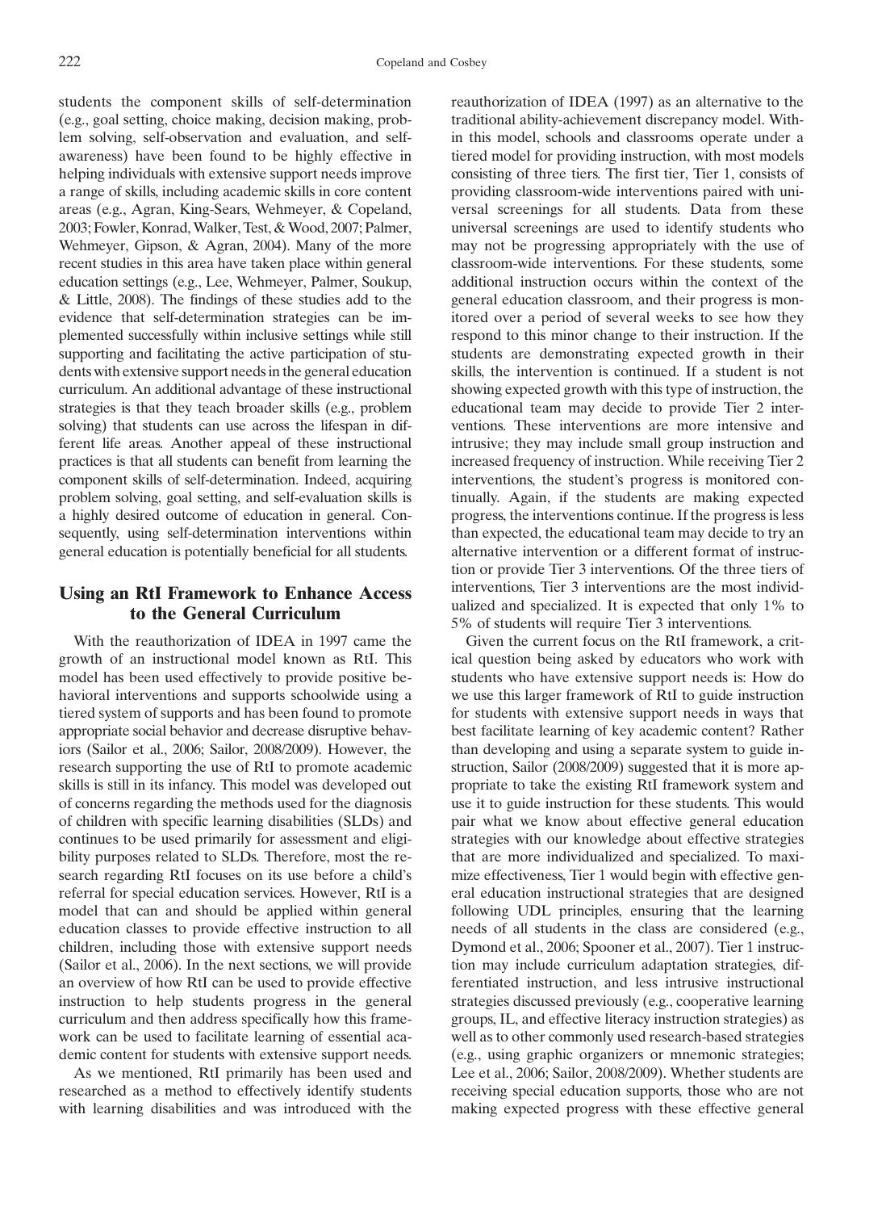students the component skills of self-determination (e.g., goal setting, choice making, decision making, problem solving, self-observation and evaluation, and self-awareness) have been found to be highly effective in helping individuals with extensive support needs improve a range of skills, including academic skills in core content areas (e.g., Agran, King-Sears, Wehmeyer, & Copeland, 2003; Fowler, Konrad, Walker, Test, & Wood, 2007; Palmer, Wehmeyer, Gipson, & Agran, 2004). Many of the more recent studies in this area have taken place within general education settings (e.g., Lee, Wehmeyer, Palmer, Soukup, & Little, 2008). The findings of these studies add to the evidence that self-determination strategies can be implemented successfully within inclusive settings while still supporting and facilitating the active participation of students with extensive support needs in the general education curriculum. An additional advantage of these instructional strategies is that they teach broader skills (e.g., problem solving) that students can use across the lifespan in different life areas. Another appeal of these instructional practices is that all students can benefit from learning the component skills of self-determination. Indeed, acquiring problem solving, goal setting, and self-evaluation skills is a highly desired outcome of education in general. Consequently, using self-determination interventions within general education is potentially beneficial for all students.

## Using an RtI Framework to Enhance Access to the General Curriculum

With the reauthorization of IDEA in 1997 came the growth of an instructional model known as RtI. This model has been used effectively to provide positive behavioral interventions and supports schoolwide using a tiered system of supports and has been found to promote appropriate social behavior and decrease disruptive behaviors (Sailor et al., 2006; Sailor, 2008/2009). However, the research supporting the use of RtI to promote academic skills is still in its infancy. This model was developed out of concerns regarding the methods used for the diagnosis of children with specific learning disabilities (SLDs) and continues to be used primarily for assessment and eligibility purposes related to SLDs. Therefore, most the research regarding RtI focuses on its use before a child's referral for special education services. However, RtI is a model that can and should be applied within general education classes to provide effective instruction to all children, including those with extensive support needs (Sailor et al., 2006). In the next sections, we will provide an overview of how RtI can be used to provide effective instruction to help students progress in the general curriculum and then address specifically how this framework can be used to facilitate learning of essential academic content for students with extensive support needs.

As we mentioned, RtI primarily has been used and researched as a method to effectively identify students with learning disabilities and was introduced with the reauthorization of IDEA (1997) as an alternative to the traditional ability-achievement discrepancy model. Within this model, schools and classrooms operate under a tiered model for providing instruction, with most models consisting of three tiers. The first tier, Tier 1, consists of providing classroom-wide interventions paired with universal screenings for all students. Data from these universal screenings are used to identify students who may not be progressing appropriately with the use of classroom-wide interventions. For these students, some additional instruction occurs within the context of the general education classroom, and their progress is monitored over a period of several weeks to see how they respond to this minor change to their instruction. If the students are demonstrating expected growth in their skills, the intervention is continued. If a student is not showing expected growth with this type of instruction, the educational team may decide to provide Tier 2 interventions. These interventions are more intensive and intrusive; they may include small group instruction and increased frequency of instruction. While receiving Tier 2 interventions, the student's progress is monitored continually. Again, if the students are making expected progress, the interventions continue. If the progress is less than expected, the educational team may decide to try an alternative intervention or a different format of instruction or provide Tier 3 interventions. Of the three tiers of interventions, Tier 3 interventions are the most individualized and specialized. It is expected that only 1% to 5% of students will require Tier 3 interventions.

Given the current focus on the RtI framework, a critical question being asked by educators who work with students who have extensive support needs is: How do we use this larger framework of RtI to guide instruction for students with extensive support needs in ways that best facilitate learning of key academic content? Rather than developing and using a separate system to guide instruction, Sailor (2008/2009) suggested that it is more appropriate to take the existing RtI framework system and use it to guide instruction for these students. This would pair what we know about effective general education strategies with our knowledge about effective strategies that are more individualized and specialized. To maximize effectiveness, Tier 1 would begin with effective general education instructional strategies that are designed following UDL principles, ensuring that the learning needs of all students in the class are considered (e.g., Dymond et al., 2006; Spooner et al., 2007). Tier 1 instruction may include curriculum adaptation strategies, differentiated instruction, and less intrusive instructional strategies discussed previously (e.g., cooperative learning groups, IL, and effective literacy instruction strategies) as well as to other commonly used research-based strategies (e.g., using graphic organizers or mnemonic strategies; Lee et al., 2006; Sailor, 2008/2009). Whether students are receiving special education supports, those who are not making expected progress with these effective general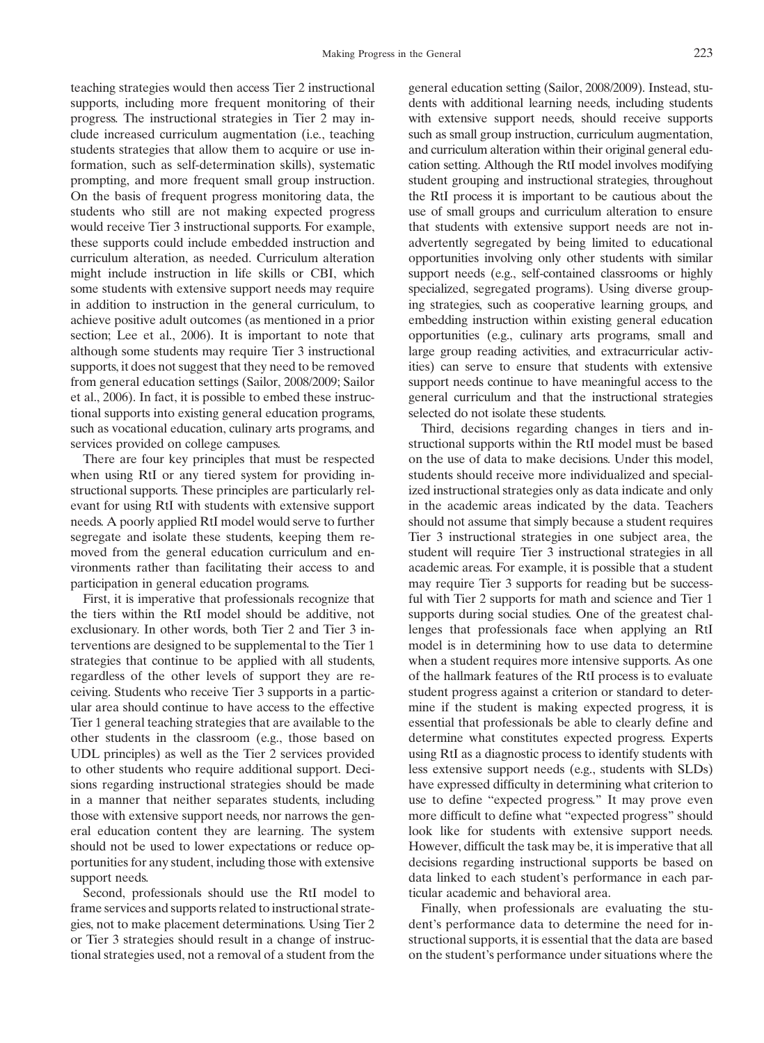teaching strategies would then access Tier 2 instructional supports, including more frequent monitoring of their progress. The instructional strategies in Tier 2 may include increased curriculum augmentation (i.e., teaching students strategies that allow them to acquire or use information, such as self-determination skills), systematic prompting, and more frequent small group instruction. On the basis of frequent progress monitoring data, the students who still are not making expected progress would receive Tier 3 instructional supports. For example, these supports could include embedded instruction and curriculum alteration, as needed. Curriculum alteration might include instruction in life skills or CBI, which some students with extensive support needs may require in addition to instruction in the general curriculum, to achieve positive adult outcomes (as mentioned in a prior section; Lee et al., 2006). It is important to note that although some students may require Tier 3 instructional supports, it does not suggest that they need to be removed from general education settings (Sailor, 2008/2009; Sailor et al., 2006). In fact, it is possible to embed these instructional supports into existing general education programs, such as vocational education, culinary arts programs, and services provided on college campuses.

There are four key principles that must be respected when using RtI or any tiered system for providing instructional supports. These principles are particularly relevant for using RtI with students with extensive support needs. A poorly applied RtI model would serve to further segregate and isolate these students, keeping them removed from the general education curriculum and environments rather than facilitating their access to and participation in general education programs.

First, it is imperative that professionals recognize that the tiers within the RtI model should be additive, not exclusionary. In other words, both Tier 2 and Tier 3 interventions are designed to be supplemental to the Tier 1 strategies that continue to be applied with all students, regardless of the other levels of support they are receiving. Students who receive Tier 3 supports in a particular area should continue to have access to the effective Tier 1 general teaching strategies that are available to the other students in the classroom (e.g., those based on UDL principles) as well as the Tier 2 services provided to other students who require additional support. Decisions regarding instructional strategies should be made in a manner that neither separates students, including those with extensive support needs, nor narrows the general education content they are learning. The system should not be used to lower expectations or reduce opportunities for any student, including those with extensive support needs.

Second, professionals should use the RtI model to frame services and supports related to instructional strategies, not to make placement determinations. Using Tier 2 or Tier 3 strategies should result in a change of instructional strategies used, not a removal of a student from the general education setting (Sailor, 2008/2009). Instead, students with additional learning needs, including students with extensive support needs, should receive supports such as small group instruction, curriculum augmentation, and curriculum alteration within their original general education setting. Although the RtI model involves modifying student grouping and instructional strategies, throughout the RtI process it is important to be cautious about the use of small groups and curriculum alteration to ensure that students with extensive support needs are not inadvertently segregated by being limited to educational opportunities involving only other students with similar support needs (e.g., self-contained classrooms or highly specialized, segregated programs). Using diverse grouping strategies, such as cooperative learning groups, and embedding instruction within existing general education opportunities (e.g., culinary arts programs, small and large group reading activities, and extracurricular activities) can serve to ensure that students with extensive support needs continue to have meaningful access to the general curriculum and that the instructional strategies selected do not isolate these students.

Third, decisions regarding changes in tiers and instructional supports within the RtI model must be based on the use of data to make decisions. Under this model, students should receive more individualized and specialized instructional strategies only as data indicate and only in the academic areas indicated by the data. Teachers should not assume that simply because a student requires Tier 3 instructional strategies in one subject area, the student will require Tier 3 instructional strategies in all academic areas. For example, it is possible that a student may require Tier 3 supports for reading but be successful with Tier 2 supports for math and science and Tier 1 supports during social studies. One of the greatest challenges that professionals face when applying an RtI model is in determining how to use data to determine when a student requires more intensive supports. As one of the hallmark features of the RtI process is to evaluate student progress against a criterion or standard to determine if the student is making expected progress, it is essential that professionals be able to clearly define and determine what constitutes expected progress. Experts using RtI as a diagnostic process to identify students with less extensive support needs (e.g., students with SLDs) have expressed difficulty in determining what criterion to use to define "expected progress." It may prove even more difficult to define what "expected progress" should look like for students with extensive support needs. However, difficult the task may be, it is imperative that all decisions regarding instructional supports be based on data linked to each student's performance in each particular academic and behavioral area.

Finally, when professionals are evaluating the student's performance data to determine the need for instructional supports, it is essential that the data are based on the student's performance under situations where the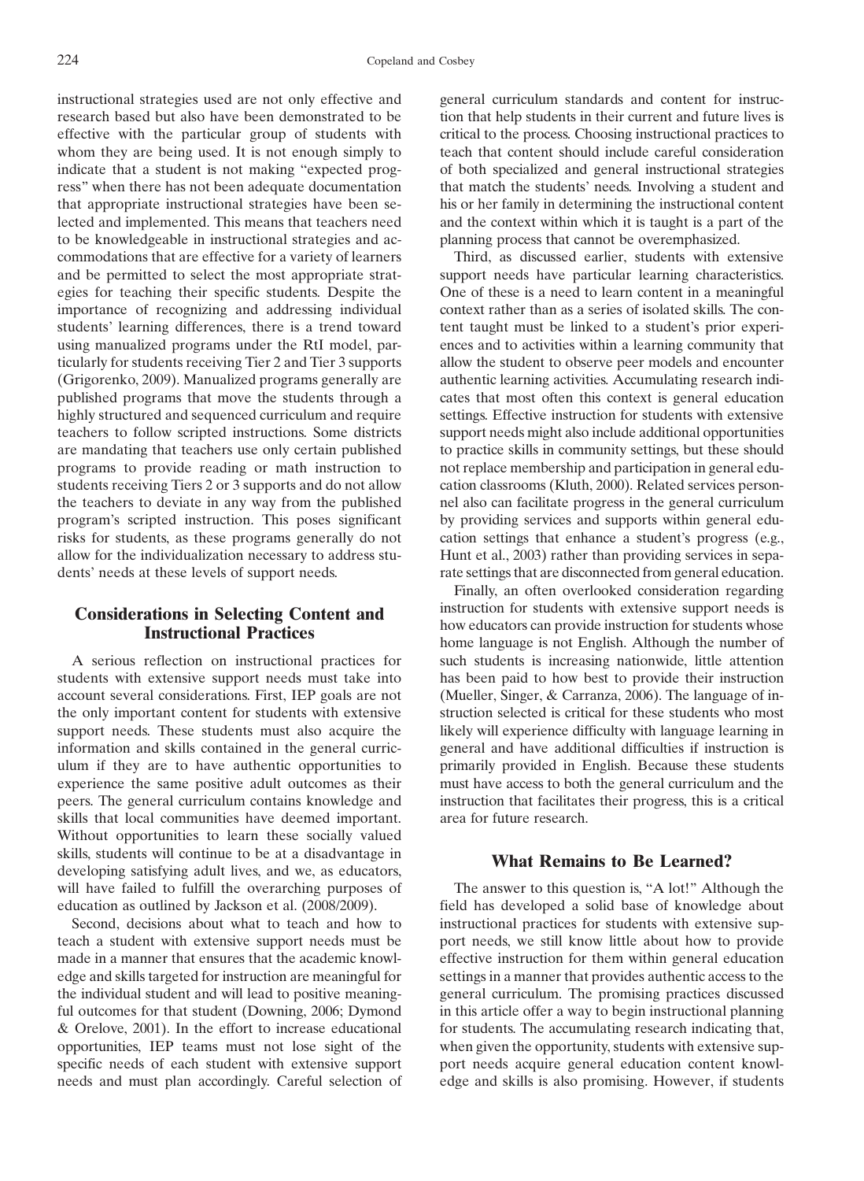instructional strategies used are not only effective and research based but also have been demonstrated to be effective with the particular group of students with whom they are being used. It is not enough simply to indicate that a student is not making "expected progress" when there has not been adequate documentation that appropriate instructional strategies have been selected and implemented. This means that teachers need to be knowledgeable in instructional strategies and accommodations that are effective for a variety of learners and be permitted to select the most appropriate strategies for teaching their specific students. Despite the importance of recognizing and addressing individual students' learning differences, there is a trend toward using manualized programs under the RtI model, particularly for students receiving Tier 2 and Tier 3 supports (Grigorenko, 2009). Manualized programs generally are published programs that move the students through a highly structured and sequenced curriculum and require teachers to follow scripted instructions. Some districts are mandating that teachers use only certain published programs to provide reading or math instruction to students receiving Tiers 2 or 3 supports and do not allow the teachers to deviate in any way from the published program's scripted instruction. This poses significant risks for students, as these programs generally do not allow for the individualization necessary to address students' needs at these levels of support needs.

## Considerations in Selecting Content and Instructional Practices

A serious reflection on instructional practices for students with extensive support needs must take into account several considerations. First, IEP goals are not the only important content for students with extensive support needs. These students must also acquire the information and skills contained in the general curriculum if they are to have authentic opportunities to experience the same positive adult outcomes as their peers. The general curriculum contains knowledge and skills that local communities have deemed important. Without opportunities to learn these socially valued skills, students will continue to be at a disadvantage in developing satisfying adult lives, and we, as educators, will have failed to fulfill the overarching purposes of education as outlined by Jackson et al. (2008/2009).

Second, decisions about what to teach and how to teach a student with extensive support needs must be made in a manner that ensures that the academic knowledge and skills targeted for instruction are meaningful for the individual student and will lead to positive meaningful outcomes for that student (Downing, 2006; Dymond & Orelove, 2001). In the effort to increase educational opportunities, IEP teams must not lose sight of the specific needs of each student with extensive support needs and must plan accordingly. Careful selection of general curriculum standards and content for instruction that help students in their current and future lives is critical to the process. Choosing instructional practices to teach that content should include careful consideration of both specialized and general instructional strategies that match the students' needs. Involving a student and his or her family in determining the instructional content and the context within which it is taught is a part of the planning process that cannot be overemphasized.

Third, as discussed earlier, students with extensive support needs have particular learning characteristics. One of these is a need to learn content in a meaningful context rather than as a series of isolated skills. The content taught must be linked to a student's prior experiences and to activities within a learning community that allow the student to observe peer models and encounter authentic learning activities. Accumulating research indicates that most often this context is general education settings. Effective instruction for students with extensive support needs might also include additional opportunities to practice skills in community settings, but these should not replace membership and participation in general education classrooms (Kluth, 2000). Related services personnel also can facilitate progress in the general curriculum by providing services and supports within general education settings that enhance a student's progress (e.g., Hunt et al., 2003) rather than providing services in separate settings that are disconnected from general education.

Finally, an often overlooked consideration regarding instruction for students with extensive support needs is how educators can provide instruction for students whose home language is not English. Although the number of such students is increasing nationwide, little attention has been paid to how best to provide their instruction (Mueller, Singer, & Carranza, 2006). The language of instruction selected is critical for these students who most likely will experience difficulty with language learning in general and have additional difficulties if instruction is primarily provided in English. Because these students must have access to both the general curriculum and the instruction that facilitates their progress, this is a critical area for future research.

## What Remains to Be Learned?

The answer to this question is, "A lot!" Although the field has developed a solid base of knowledge about instructional practices for students with extensive support needs, we still know little about how to provide effective instruction for them within general education settings in a manner that provides authentic access to the general curriculum. The promising practices discussed in this article offer a way to begin instructional planning for students. The accumulating research indicating that, when given the opportunity, students with extensive support needs acquire general education content knowledge and skills is also promising. However, if students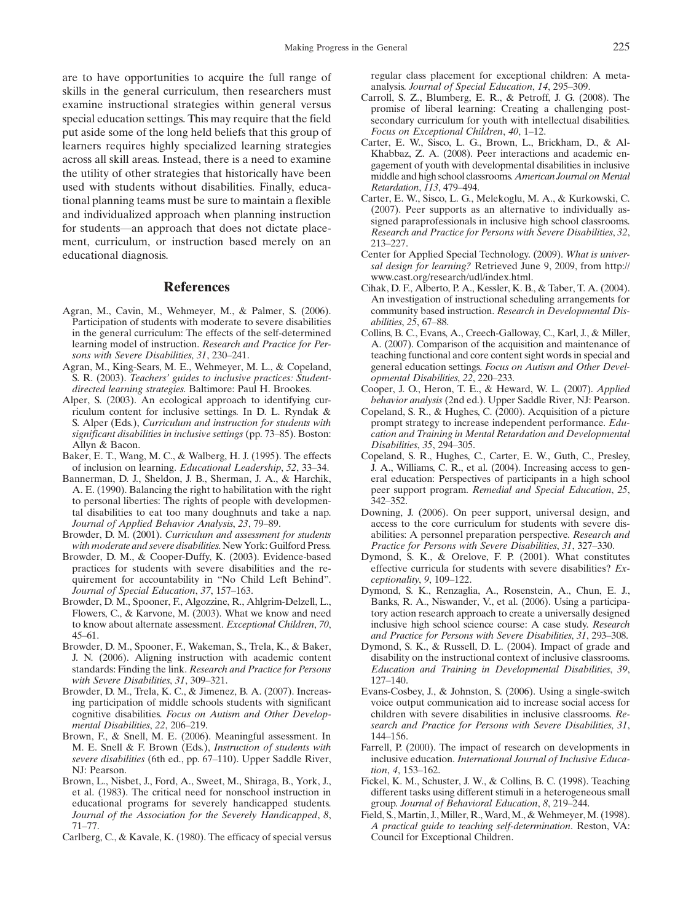are to have opportunities to acquire the full range of skills in the general curriculum, then researchers must examine instructional strategies within general versus special education settings. This may require that the field put aside some of the long held beliefs that this group of learners requires highly specialized learning strategies across all skill areas. Instead, there is a need to examine the utility of other strategies that historically have been used with students without disabilities. Finally, educational planning teams must be sure to maintain a flexible and individualized approach when planning instruction for students—an approach that does not dictate placement, curriculum, or instruction based merely on an educational diagnosis.

## References

Agran, M., Cavin, M., Wehmeyer, M., & Palmer, S. (2006). Participation of students with moderate to severe disabilities in the general curriculum: The effects of the self-determined learning model of instruction. *Research and Practice for Persons with Severe Disabilities*, *31*, 230–241.

Agran, M., King-Sears, M. E., Wehmeyer, M. L., & Copeland, S. R. (2003). *Teachers' guides to inclusive practices: Student-directed learning strategies.* Baltimore: Paul H. Brookes.

Alper, S. (2003). An ecological approach to identifying curriculum content for inclusive settings. In D. L. Ryndak & S. Alper (Eds.), *Curriculum and instruction for students with significant disabilities in inclusive settings* (pp. 73–85). Boston: Allyn & Bacon.

Baker, E. T., Wang, M. C., & Walberg, H. J. (1995). The effects of inclusion on learning. *Educational Leadership*, *52*, 33–34.

Bannerman, D. J., Sheldon, J. B., Sherman, J. A., & Harchik, A. E. (1990). Balancing the right to habilitation with the right to personal liberties: The rights of people with developmental disabilities to eat too many doughnuts and take a nap. *Journal of Applied Behavior Analysis*, *23*, 79–89.

Browder, D. M. (2001). *Curriculum and assessment for students with moderate and severe disabilities.* New York: Guilford Press.

Browder, D. M., & Cooper-Duffy, K. (2003). Evidence-based practices for students with severe disabilities and the requirement for accountability in "No Child Left Behind". *Journal of Special Education*, *37*, 157–163.

Browder, D. M., Spooner, F., Algozzine, R., Ahlgrim-Delzell, L., Flowers, C., & Karvone, M. (2003). What we know and need to know about alternate assessment. *Exceptional Children*, *70*, 45–61.

Browder, D. M., Spooner, F., Wakeman, S., Trela, K., & Baker, J. N. (2006). Aligning instruction with academic content standards: Finding the link. *Research and Practice for Persons with Severe Disabilities*, *31*, 309–321.

Browder, D. M., Trela, K., & Jimenez, B. A. (2007). Increasing participation of middle schools students with significant cognitive disabilities. *Focus on Autism and Other Developmental Disabilities*, *22*, 206–219.

Brown, F., & Snell, M. E. (2006). Meaningful assessment. In M. E. Snell & F. Brown (Eds.), *Instruction of students with severe disabilities* (6th ed., pp. 67–110). Upper Saddle River, NJ: Pearson.

Brown, L., Nisbet, J., Ford, A., Sweet, M., Shiraga, B., York, J., et al. (1983). The critical need for nonschool instruction in educational programs for severely handicapped students. *Journal of the Association for the Severely Handicapped*, *8*, 71–77.

Carlberg, C., & Kavale, K. (1980). The efficacy of special versus regular class placement for exceptional children: A meta-analysis. *Journal of Special Education*, *14*, 295–309.

Carroll, S. Z., Blumberg, E. R., & Petroff, J. G. (2008). The promise of liberal learning: Creating a challenging postsecondary curriculum for youth with intellectual disabilities. *Focus on Exceptional Children*, *40*, 1–12.

Carter, E. W., Sisco, L. G., Brown, L., Brickham, D., & Al-Khabbaz, Z. A. (2008). Peer interactions and academic engagement of youth with developmental disabilities in inclusive middle and high school classrooms. *American Journal on Mental Retardation*, *113*, 479–494.

Carter, E. W., Sisco, L. G., Melekoglu, M. A., & Kurkowski, C. (2007). Peer supports as an alternative to individually assigned paraprofessionals in inclusive high school classrooms. *Research and Practice for Persons with Severe Disabilities*, *32*, 213–227.

Center for Applied Special Technology. (2009). *What is universal design for learning?* Retrieved June 9, 2009, from http://www.cast.org/research/udl/index.html.

Cihak, D. F., Alberto, P. A., Kessler, K. B., & Taber, T. A. (2004). An investigation of instructional scheduling arrangements for community based instruction. *Research in Developmental Disabilities*, *25*, 67–88.

Collins, B. C., Evans, A., Creech-Galloway, C., Karl, J., & Miller, A. (2007). Comparison of the acquisition and maintenance of teaching functional and core content sight words in special and general education settings. *Focus on Autism and Other Developmental Disabilities*, *22*, 220–233.

Cooper, J. O., Heron, T. E., & Heward, W. L. (2007). *Applied behavior analysis* (2nd ed.). Upper Saddle River, NJ: Pearson.

Copeland, S. R., & Hughes, C. (2000). Acquisition of a picture prompt strategy to increase independent performance. *Education and Training in Mental Retardation and Developmental Disabilities*, *35*, 294–305.

Copeland, S. R., Hughes, C., Carter, E. W., Guth, C., Presley, J. A., Williams, C. R., et al. (2004). Increasing access to general education: Perspectives of participants in a high school peer support program. *Remedial and Special Education*, *25*, 342–352.

Downing, J. (2006). On peer support, universal design, and access to the core curriculum for students with severe disabilities: A personnel preparation perspective. *Research and Practice for Persons with Severe Disabilities*, *31*, 327–330.

Dymond, S. K., & Orelove, F. P. (2001). What constitutes effective curricula for students with severe disabilities? *Exceptionality*, *9*, 109–122.

Dymond, S. K., Renzaglia, A., Rosenstein, A., Chun, E. J., Banks, R. A., Niswander, V., et al. (2006). Using a participatory action research approach to create a universally designed inclusive high school science course: A case study. *Research and Practice for Persons with Severe Disabilities*, *31*, 293–308.

Dymond, S. K., & Russell, D. L. (2004). Impact of grade and disability on the instructional context of inclusive classrooms. *Education and Training in Developmental Disabilities*, *39*, 127–140.

Evans-Cosbey, J., & Johnston, S. (2006). Using a single-switch voice output communication aid to increase social access for children with severe disabilities in inclusive classrooms. *Research and Practice for Persons with Severe Disabilities*, *31*, 144–156.

Farrell, P. (2000). The impact of research on developments in inclusive education. *International Journal of Inclusive Education*, *4*, 153–162.

Fickel, K. M., Schuster, J. W., & Collins, B. C. (1998). Teaching different tasks using different stimuli in a heterogeneous small group. *Journal of Behavioral Education*, *8*, 219–244.

Field, S., Martin, J., Miller, R., Ward, M., & Wehmeyer, M. (1998). *A practical guide to teaching self-determination*. Reston, VA: Council for Exceptional Children.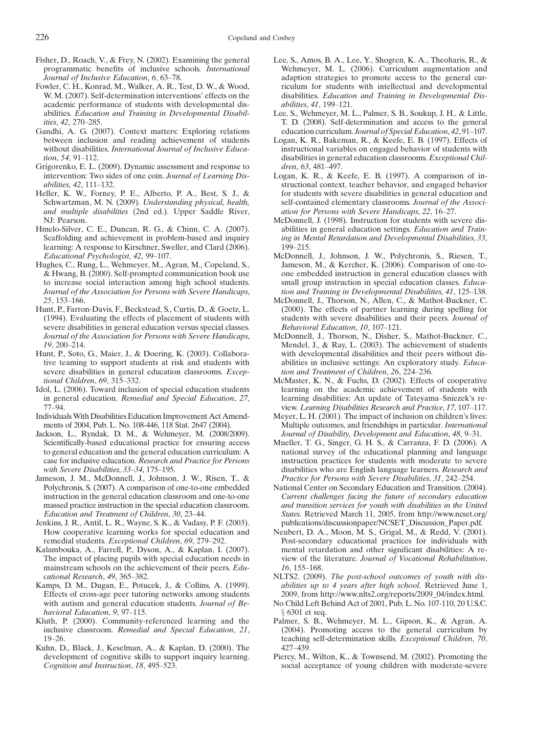Fisher, D., Roach, V., & Frey, N. (2002). Examining the general programmatic benefits of inclusive schools. *International Journal of Inclusive Education*, *6*, 63–78.

Fowler, C. H., Konrad, M., Walker, A. R., Test, D. W., & Wood, W. M. (2007). Self-determination interventions' effects on the academic performance of students with developmental disabilities. *Education and Training in Developmental Disabilities*, *42*, 270–285.

Gandhi, A. G. (2007). Context matters: Exploring relations between inclusion and reading achievement of students without disabilities. *International Journal of Inclusive Education*, *54*, 91–112.

Grigorenko, E. L. (2009). Dynamic assessment and response to intervention: Two sides of one coin. *Journal of Learning Disabilities*, *42*, 111–132.

Heller, K. W., Forney, P. E., Alberto, P. A., Best, S. J., & Schwartzman, M. N. (2009). *Understanding physical, health, and multiple disabilities* (2nd ed.). Upper Saddle River, NJ: Pearson.

Hmelo-Silver, C. E., Duncan, R. G., & Chinn, C. A. (2007). Scaffolding and achievement in problem-based and inquiry learning: A response to Kirschner, Sweller, and Clard (2006). *Educational Psychologist*, *42*, 99–107.

Hughes, C., Rung, L., Wehmeyer, M., Agran, M., Copeland, S., & Hwang, B. (2000). Self-prompted communication book use to increase social interaction among high school students. *Journal of the Association for Persons with Severe Handicaps*, *25*, 153–166.

Hunt, P., Farron-Davis, F., Beckstead, S., Curtis, D., & Goetz, L. (1994). Evaluating the effects of placement of students with severe disabilities in general education versus special classes. *Journal of the Association for Persons with Severe Handicaps*, *19*, 200–214.

Hunt, P., Soto, G., Maier, J., & Doering, K. (2003). Collaborative teaming to support students at risk and students with severe disabilities in general education classrooms. *Exceptional Children*, *69*, 315–332.

Idol, L. (2006). Toward inclusion of special education students in general education. *Remedial and Special Education*, *27*, 77–94.

Individuals With Disabilities Education Improvement Act Amendments of 2004, Pub. L. No. 108-446, 118 Stat. 2647 (2004).

Jackson, L., Ryndak, D. M., & Wehmeyer, M. (2008/2009). Scientifically-based educational practice for ensuring access to general education and the general education curriculum: A case for inclusive education. *Research and Practice for Persons with Severe Disabilities*, *33–34*, 175–195.

Jameson, J. M., McDonnell, J., Johnson, J. W., Risen, T., & Polychronis, S. (2007). A comparison of one-to-one embedded instruction in the general education classroom and one-to-one massed practice instruction in the special education classroom. *Education and Treatment of Children*, *30*, 23–44.

Jenkins, J. R., Antil, L. R., Wayne, S. K., & Vadasy, P. F. (2003). How cooperative learning works for special education and remedial students. *Exceptional Children*, *69*, 279–292.

Kalambouka, A., Farrell, P., Dyson, A., & Kaplan, I. (2007). The impact of placing pupils with special education needs in mainstream schools on the achievement of their peers. *Educational Research*, *49*, 365–382.

Kamps, D. M., Dugan, E., Potucek, J., & Collins, A. (1999). Effects of cross-age peer tutoring networks among students with autism and general education students. *Journal of Behavioral Education*, *9*, 97–115.

Kluth, P. (2000). Community-referenced learning and the inclusive classroom. *Remedial and Special Education*, *21*, 19–26.

Kuhn, D., Black, J., Keselman, A., & Kaplan, D. (2000). The development of cognitive skills to support inquiry learning. *Cognition and Instruction*, *18*, 495–523.

Lee, S., Amos, B. A., Lee, Y., Shogren, K. A., Theoharis, R., & Wehmeyer, M. L. (2006). Curriculum augmentation and adaption strategies to promote access to the general curriculum for students with intellectual and developmental disabilities. *Education and Training in Developmental Disabilities*, *41*, 199–121.

Lee, S., Wehmeyer, M. L., Palmer, S. B., Soukup, J. H., & Little, T. D. (2008). Self-determination and access to the general education curriculum. *Journal of Special Education*, *42*, 91–107.

Logan, K. R., Bakeman, R., & Keefe, E. B. (1997). Effects of instructional variables on engaged behavior of students with disabilities in general education classrooms. *Exceptional Children*, *63*, 481–497.

Logan, K. R., & Keefe, E. B. (1997). A comparison of instructional context, teacher behavior, and engaged behavior for students with severe disabilities in general education and self-contained elementary classrooms. *Journal of the Association for Persons with Severe Handicaps*, *22*, 16–27.

McDonnell, J. (1998). Instruction for students with severe disabilities in general education settings. *Education and Training in Mental Retardation and Developmental Disabilities*, *33*, 199–215.

McDonnell, J., Johnson, J. W., Polychronis, S., Riesen, T., Jameson, M., & Kercher, K. (2006). Comparison of one-to-one embedded instruction in general education classes with small group instruction in special education classes. *Education and Training in Developmental Disabilities*, *41*, 125–138.

McDonnell, J., Thorson, N., Allen, C., & Mathot-Buckner, C. (2000). The effects of partner learning during spelling for students with severe disabilities and their peers. *Journal of Behavioral Education*, *10*, 107–121.

McDonnell, J., Thorson, N., Disher, S., Mathot-Buckner, C., Mendel, J., & Ray, L. (2003). The achievement of students with developmental disabilities and their peers without disabilities in inclusive settings: An exploratory study. *Education and Treatment of Children*, *26*, 224–236.

McMaster, K. N., & Fuchs, D. (2002). Effects of cooperative learning on the academic achievement of students with learning disabilities: An update of Tateyama–Sniezek's review. *Learning Disabilities Research and Practice*, *17*, 107–117.

Meyer, L. H. (2001). The impact of inclusion on children's lives: Multiple outcomes, and friendships in particular. *International Journal of Disability, Development and Education*, *48*, 9–31.

Mueller, T. G., Singer, G. H. S., & Carranza, F. D. (2006). A national survey of the educational planning and language instruction practices for students with moderate to severe disabilities who are English language learners. *Research and Practice for Persons with Severe Disabilities*, *31*, 242–254.

National Center on Secondary Education and Transition. (2004). *Current challenges facing the future of secondary education and transition services for youth with disabilities in the United States.* Retrieved March 11, 2005, from http://www.ncset.org/publications/discussionpaper/NCSET_Discussion_Paper.pdf.

Neubert, D. A., Moon, M. S., Grigal, M., & Redd, V. (2001). Post-secondary educational practices for individuals with mental retardation and other significant disabilities: A review of the literature. *Journal of Vocational Rehabilitation*, *16*, 155–168.

NLTS2. (2009). *The post-school outcomes of youth with disabilities up to 4 years after high school*. Retrieved June 1, 2009, from http://www.nlts2.org/reports/2009_04/index.html.

No Child Left Behind Act of 2001, Pub. L. No. 107-110, 20 U.S.C. § 6301 et seq.

Palmer, S. B., Wehmeyer, M. L., Gipson, K., & Agran, A. (2004). Promoting access to the general curriculum by teaching self-determination skills. *Exceptional Children*, *70*, 427–439.

Piercy, M., Wilton, K., & Townsend, M. (2002). Promoting the social acceptance of young children with moderate-severe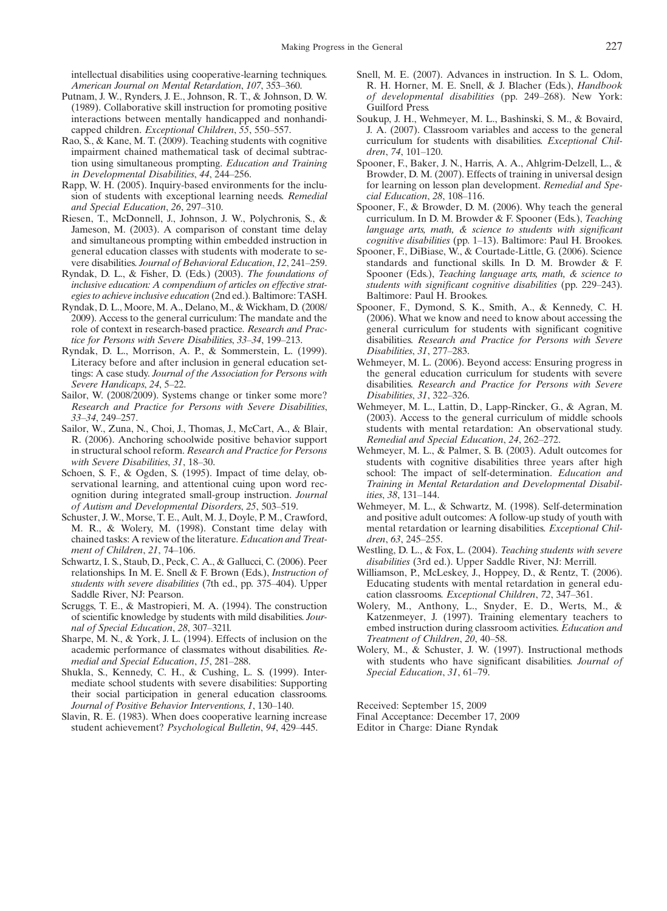intellectual disabilities using cooperative-learning techniques. *American Journal on Mental Retardation*, *107*, 353–360.

Putnam, J. W., Rynders, J. E., Johnson, R. T., & Johnson, D. W. (1989). Collaborative skill instruction for promoting positive interactions between mentally handicapped and nonhandicapped children. *Exceptional Children*, *55*, 550–557.

Rao, S., & Kane, M. T. (2009). Teaching students with cognitive impairment chained mathematical task of decimal subtraction using simultaneous prompting. *Education and Training in Developmental Disabilities*, *44*, 244–256.

Rapp, W. H. (2005). Inquiry-based environments for the inclusion of students with exceptional learning needs. *Remedial and Special Education*, *26*, 297–310.

Riesen, T., McDonnell, J., Johnson, J. W., Polychronis, S., & Jameson, M. (2003). A comparison of constant time delay and simultaneous prompting within embedded instruction in general education classes with students with moderate to severe disabilities. *Journal of Behavioral Education*, *12*, 241–259.

Ryndak, D. L., & Fisher, D. (Eds.) (2003). *The foundations of inclusive education: A compendium of articles on effective strategies to achieve inclusive education* (2nd ed.). Baltimore: TASH.

Ryndak, D. L., Moore, M. A., Delano, M., & Wickham, D. (2008/2009). Access to the general curriculum: The mandate and the role of context in research-based practice. *Research and Practice for Persons with Severe Disabilities*, *33–34*, 199–213.

Ryndak, D. L., Morrison, A. P., & Sommerstein, L. (1999). Literacy before and after inclusion in general education settings: A case study. *Journal of the Association for Persons with Severe Handicaps*, *24*, 5–22.

Sailor, W. (2008/2009). Systems change or tinker some more? *Research and Practice for Persons with Severe Disabilities*, *33–34*, 249–257.

Sailor, W., Zuna, N., Choi, J., Thomas, J., McCart, A., & Blair, R. (2006). Anchoring schoolwide positive behavior support in structural school reform. *Research and Practice for Persons with Severe Disabilities*, *31*, 18–30.

Schoen, S. F., & Ogden, S. (1995). Impact of time delay, observational learning, and attentional cuing upon word recognition during integrated small-group instruction. *Journal of Autism and Developmental Disorders*, *25*, 503–519.

Schuster, J. W., Morse, T. E., Ault, M. J., Doyle, P. M., Crawford, M. R., & Wolery, M. (1998). Constant time delay with chained tasks: A review of the literature. *Education and Treatment of Children*, *21*, 74–106.

Schwartz, I. S., Staub, D., Peck, C. A., & Gallucci, C. (2006). Peer relationships. In M. E. Snell & F. Brown (Eds.), *Instruction of students with severe disabilities* (7th ed., pp. 375–404). Upper Saddle River, NJ: Pearson.

Scruggs, T. E., & Mastropieri, M. A. (1994). The construction of scientific knowledge by students with mild disabilities. *Journal of Special Education*, *28*, 307–321l.

Sharpe, M. N., & York, J. L. (1994). Effects of inclusion on the academic performance of classmates without disabilities. *Remedial and Special Education*, *15*, 281–288.

Shukla, S., Kennedy, C. H., & Cushing, L. S. (1999). Intermediate school students with severe disabilities: Supporting their social participation in general education classrooms. *Journal of Positive Behavior Interventions*, *1*, 130–140.

Slavin, R. E. (1983). When does cooperative learning increase student achievement? *Psychological Bulletin*, *94*, 429–445.

Snell, M. E. (2007). Advances in instruction. In S. L. Odom, R. H. Horner, M. E. Snell, & J. Blacher (Eds.), *Handbook of developmental disabilities* (pp. 249–268). New York: Guilford Press.

Soukup, J. H., Wehmeyer, M. L., Bashinski, S. M., & Bovaird, J. A. (2007). Classroom variables and access to the general curriculum for students with disabilities. *Exceptional Children*, *74*, 101–120.

Spooner, F., Baker, J. N., Harris, A. A., Ahlgrim-Delzell, L., & Browder, D. M. (2007). Effects of training in universal design for learning on lesson plan development. *Remedial and Special Education*, *28*, 108–116.

Spooner, F., & Browder, D. M. (2006). Why teach the general curriculum. In D. M. Browder & F. Spooner (Eds.), *Teaching language arts, math, & science to students with significant cognitive disabilities* (pp. 1–13). Baltimore: Paul H. Brookes.

Spooner, F., DiBiase, W., & Courtade-Little, G. (2006). Science standards and functional skills. In D. M. Browder & F. Spooner (Eds.), *Teaching language arts, math, & science to students with significant cognitive disabilities* (pp. 229–243). Baltimore: Paul H. Brookes.

Spooner, F., Dymond, S. K., Smith, A., & Kennedy, C. H. (2006). What we know and need to know about accessing the general curriculum for students with significant cognitive disabilities. *Research and Practice for Persons with Severe Disabilities*, *31*, 277–283.

Wehmeyer, M. L. (2006). Beyond access: Ensuring progress in the general education curriculum for students with severe disabilities. *Research and Practice for Persons with Severe Disabilities*, *31*, 322–326.

Wehmeyer, M. L., Lattin, D., Lapp-Rincker, G., & Agran, M. (2003). Access to the general curriculum of middle schools students with mental retardation: An observational study. *Remedial and Special Education*, *24*, 262–272.

Wehmeyer, M. L., & Palmer, S. B. (2003). Adult outcomes for students with cognitive disabilities three years after high school: The impact of self-determination. *Education and Training in Mental Retardation and Developmental Disabilities*, *38*, 131–144.

Wehmeyer, M. L., & Schwartz, M. (1998). Self-determination and positive adult outcomes: A follow-up study of youth with mental retardation or learning disabilities. *Exceptional Children*, *63*, 245–255.

Westling, D. L., & Fox, L. (2004). *Teaching students with severe disabilities* (3rd ed.). Upper Saddle River, NJ: Merrill.

Williamson, P., McLeskey, J., Hoppey, D., & Rentz, T. (2006). Educating students with mental retardation in general education classrooms. *Exceptional Children*, *72*, 347–361.

Wolery, M., Anthony, L., Snyder, E. D., Werts, M., & Katzenmeyer, J. (1997). Training elementary teachers to embed instruction during classroom activities. *Education and Treatment of Children*, *20*, 40–58.

Wolery, M., & Schuster, J. W. (1997). Instructional methods with students who have significant disabilities. *Journal of Special Education*, *31*, 61–79.

Received: September 15, 2009
Final Acceptance: December 17, 2009
Editor in Charge: Diane Ryndak